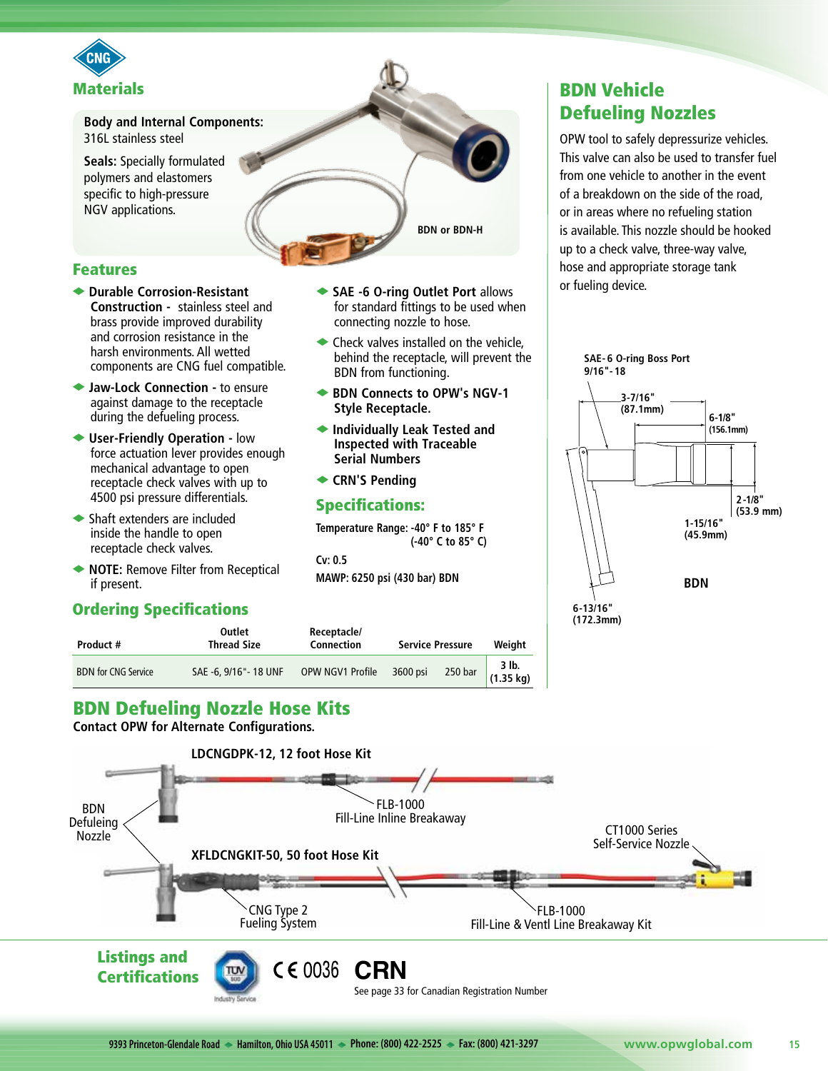## Materials

**Body and Internal Components:**
316L stainless steel

**Seals:** Specially formulated polymers and elastomers specific to high-pressure NGV applications.

BDN or BDN-H

## Features

- **Durable Corrosion-Resistant Construction -** stainless steel and brass provide improved durability and corrosion resistance in the harsh environments. All wetted components are CNG fuel compatible.
- **Jaw-Lock Connection -** to ensure against damage to the receptacle during the defueling process.
- **User-Friendly Operation -** low force actuation lever provides enough mechanical advantage to open receptacle check valves with up to 4500 psi pressure differentials.
- Shaft extenders are included inside the handle to open receptacle check valves.
- **NOTE:** Remove Filter from Receptical if present.
- **SAE -6 O-ring Outlet Port** allows for standard fittings to be used when connecting nozzle to hose.
- Check valves installed on the vehicle, behind the receptacle, will prevent the BDN from functioning.
- **BDN Connects to OPW's NGV-1 Style Receptacle.**
- **Individually Leak Tested and Inspected with Traceable Serial Numbers**
- **CRN'S Pending**

## Specifications:

**Temperature Range: -40° F to 185° F (-40° C to 85° C)**

**Cv: 0.5**

**MAWP: 6250 psi (430 bar) BDN**

## BDN Vehicle Defueling Nozzles

OPW tool to safely depressurize vehicles. This valve can also be used to transfer fuel from one vehicle to another in the event of a breakdown on the side of the road, or in areas where no refueling station is available. This nozzle should be hooked up to a check valve, three-way valve, hose and appropriate storage tank or fueling device.

SAE-6 O-ring Boss Port 9/16"-18

3-7/16" (87.1mm)

6-1/8" (156.1mm)

2-1/8" (53.9 mm)

1-15/16" (45.9mm)

6-13/16" (172.3mm)

BDN

## Ordering Specifications

| Product # | Outlet Thread Size | Receptacle/ Connection | Service Pressure | | Weight |
|---|---|---|---|---|---|
| BDN for CNG Service | SAE -6, 9/16"- 18 UNF | OPW NGV1 Profile | 3600 psi | 250 bar | 3 lb. (1.35 kg) |

## BDN Defueling Nozzle Hose Kits

**Contact OPW for Alternate Configurations.**

LDCNGDPK-12, 12 foot Hose Kit

BDN Defueling Nozzle

FLB-1000 Fill-Line Inline Breakaway

CT1000 Series Self-Service Nozzle

XFLDCNGKIT-50, 50 foot Hose Kit

CNG Type 2 Fueling System

FLB-1000 Fill-Line & Ventl Line Breakaway Kit

## Listings and Certifications

CE 0036 **CRN**

See page 33 for Canadian Registration Number

9393 Princeton-Glendale Road ◆ Hamilton, Ohio USA 45011 ◆ Phone: (800) 422-2525 ◆ Fax: (800) 421-3297

www.opwglobal.com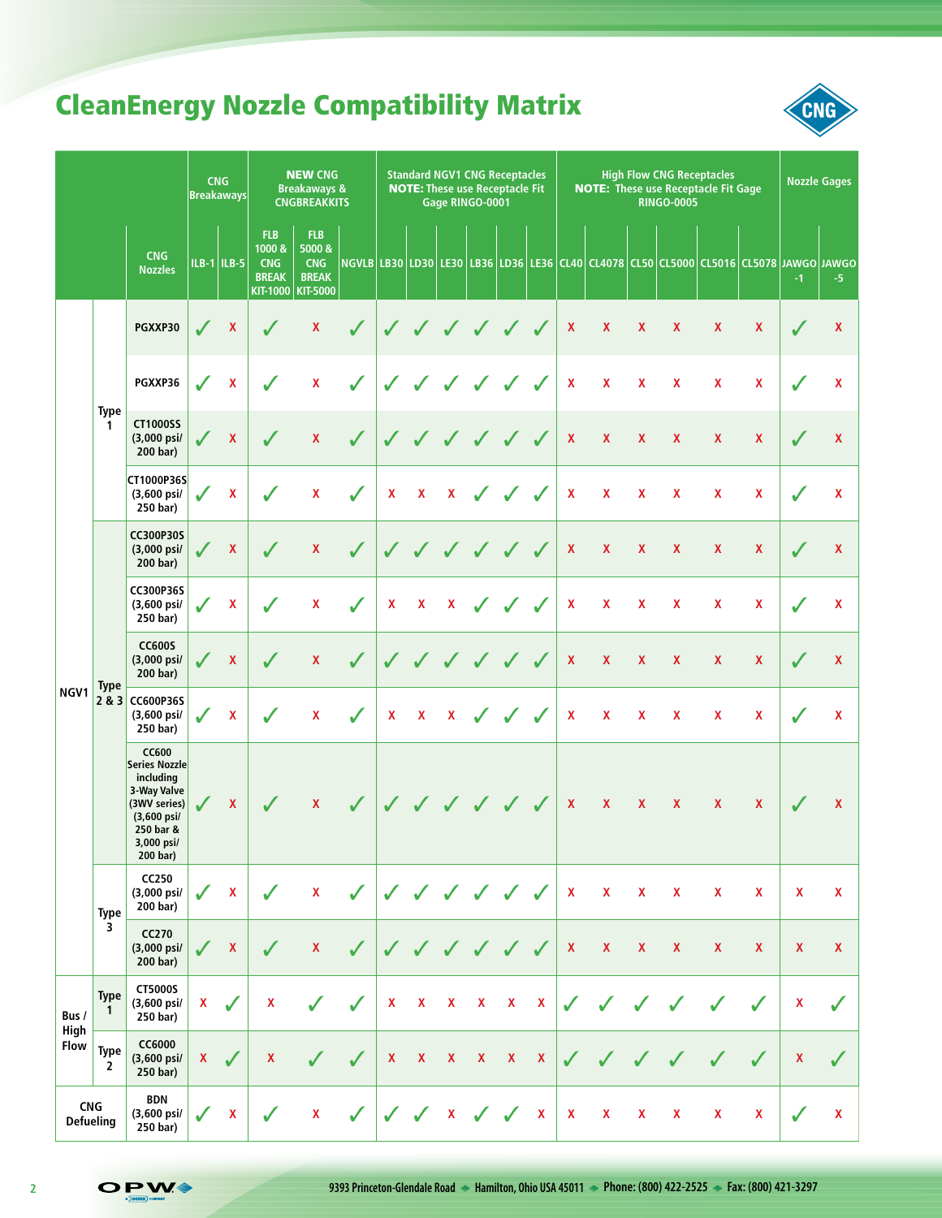# CleanEnergy Nozzle Compatibility Matrix

| | | | CNG Breakaways | | NEW CNG Breakaways & CNGBREAKKITS | | | Standard NGV1 CNG Receptacles **NOTE:** These use Receptacle Fit Gage RINGO-0001 | | | | | | High Flow CNG Receptacles **NOTE:** These use Receptacle Fit Gage RINGO-0005 | | | | | | Nozzle Gages | |
|---|---|---|---|---|---|---|---|---|---|---|---|---|---|---|---|---|---|---|---|---|---|
| | | CNG Nozzles | ILB-1 | ILB-5 | FLB 1000 & CNG BREAK KIT-1000 | FLB 5000 & CNG BREAK KIT-5000 | NGVLB | LB30 | LD30 | LE30 | LB36 | LD36 | LE36 | CL40 | CL4078 | CL50 | CL5000 | CL5016 | CL5078 | JAWGO -1 | JAWGO -5 |
| NGV1 | Type 1 | PGXXP30 | ✓ | X | ✓ | X | ✓ | ✓ | ✓ | ✓ | ✓ | ✓ | ✓ | X | X | X | X | X | X | ✓ | X |
| NGV1 | Type 1 | PGXXP36 | ✓ | X | ✓ | X | ✓ | ✓ | ✓ | ✓ | ✓ | ✓ | ✓ | X | X | X | X | X | X | ✓ | X |
| NGV1 | Type 1 | CT1000SS (3,000 psi/ 200 bar) | ✓ | X | ✓ | X | ✓ | ✓ | ✓ | ✓ | ✓ | ✓ | ✓ | X | X | X | X | X | X | ✓ | X |
| NGV1 | Type 1 | CT1000P36S (3,600 psi/ 250 bar) | ✓ | X | ✓ | X | ✓ | X | X | X | ✓ | ✓ | ✓ | X | X | X | X | X | X | ✓ | X |
| NGV1 | Type 2 & 3 | CC300P30S (3,000 psi/ 200 bar) | ✓ | X | ✓ | X | ✓ | ✓ | ✓ | ✓ | ✓ | ✓ | ✓ | X | X | X | X | X | X | ✓ | X |
| NGV1 | Type 2 & 3 | CC300P36S (3,600 psi/ 250 bar) | ✓ | X | ✓ | X | ✓ | X | X | X | ✓ | ✓ | ✓ | X | X | X | X | X | X | ✓ | X |
| NGV1 | Type 2 & 3 | CC600S (3,000 psi/ 200 bar) | ✓ | X | ✓ | X | ✓ | ✓ | ✓ | ✓ | ✓ | ✓ | ✓ | X | X | X | X | X | X | ✓ | X |
| NGV1 | Type 2 & 3 | CC600P36S (3,600 psi/ 250 bar) | ✓ | X | ✓ | X | ✓ | X | X | X | ✓ | ✓ | ✓ | X | X | X | X | X | X | ✓ | X |
| NGV1 | Type 2 & 3 | CC600 Series Nozzle including 3-Way Valve (3WV series) (3,600 psi/ 250 bar & 3,000 psi/ 200 bar) | ✓ | X | ✓ | X | ✓ | ✓ | ✓ | ✓ | ✓ | ✓ | ✓ | X | X | X | X | X | X | ✓ | X |
| NGV1 | Type 3 | CC250 (3,000 psi/ 200 bar) | ✓ | X | ✓ | X | ✓ | ✓ | ✓ | ✓ | ✓ | ✓ | ✓ | X | X | X | X | X | X | X | X |
| NGV1 | Type 3 | CC270 (3,000 psi/ 200 bar) | ✓ | X | ✓ | X | ✓ | ✓ | ✓ | ✓ | ✓ | ✓ | ✓ | X | X | X | X | X | X | X | X |
| Bus / High Flow | Type 1 | CT5000S (3,600 psi/ 250 bar) | X | ✓ | X | ✓ | ✓ | X | X | X | X | X | X | ✓ | ✓ | ✓ | ✓ | ✓ | ✓ | X | ✓ |
| Bus / High Flow | Type 2 | CC6000 (3,600 psi/ 250 bar) | X | ✓ | X | ✓ | ✓ | X | X | X | X | X | X | ✓ | ✓ | ✓ | ✓ | ✓ | ✓ | X | ✓ |
| CNG Defueling | | BDN (3,600 psi/ 250 bar) | ✓ | X | ✓ | X | ✓ | ✓ | ✓ | X | ✓ | ✓ | X | X | X | X | X | X | X | ✓ | X |

9393 Princeton-Glendale Road ◆ Hamilton, Ohio USA 45011 ◆ Phone: (800) 422-2525 ◆ Fax: (800) 421-3297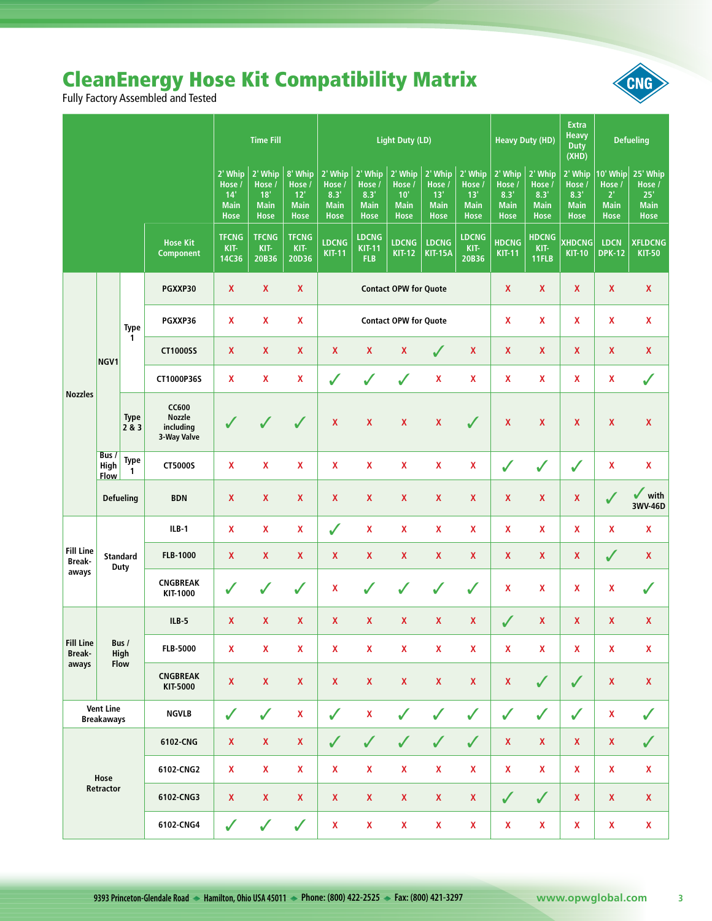# CleanEnergy Hose Kit Compatibility Matrix

Fully Factory Assembled and Tested

| | | | | Time Fill | | | Light Duty (LD) | | | | | Heavy Duty (HD) | | Extra Heavy Duty (XHD) | Defueling | |
|---|---|---|---|---|---|---|---|---|---|---|---|---|---|---|---|---|
| | | | | 2' Whip Hose / 14' Main Hose | 2' Whip Hose / 18' Main Hose | 8' Whip Hose / 12' Main Hose | 2' Whip Hose / 8.3' Main Hose | 2' Whip Hose / 8.3' Main Hose | 2' Whip Hose / 10' Main Hose | 2' Whip Hose / 13' Main Hose | 2' Whip Hose / 13' Main Hose | 2' Whip Hose / 8.3' Main Hose | 2' Whip Hose / 8.3' Main Hose | 2' Whip Hose / 8.3' Main Hose | 10' Whip Hose / 2' Main Hose | 25' Whip Hose / 25' Main Hose |
| | | | Hose Kit Component | TFCNG KIT-14C36 | TFCNG KIT-20B36 | TFCNG KIT-20D36 | LDCNG KIT-11 | LDCNG KIT-11 FLB | LDCNG KIT-12 | LDCNG KIT-15A | LDCNG KIT-20B36 | HDCNG KIT-11 | HDCNG KIT-11FLB | XHDCNG KIT-10 | LDCN DPK-12 | XFLDCNG KIT-50 |
| Nozzles | NGV1 | Type 1 | PGXXP30 | X | X | X | Contact OPW for Quote | | | | | X | X | X | X | X |
| Nozzles | NGV1 | Type 1 | PGXXP36 | X | X | X | Contact OPW for Quote | | | | | X | X | X | X | X |
| Nozzles | NGV1 | Type 1 | CT1000SS | X | X | X | X | X | X | ✓ | X | X | X | X | X | X |
| Nozzles | NGV1 | Type 1 | CT1000P36S | X | X | X | ✓ | ✓ | ✓ | X | X | X | X | X | X | ✓ |
| Nozzles | NGV1 | Type 2 & 3 | CC600 Nozzle including 3-Way Valve | ✓ | ✓ | ✓ | X | X | X | X | ✓ | X | X | X | X | X |
| Nozzles | Bus / High Flow | Type 1 | CT5000S | X | X | X | X | X | X | X | X | ✓ | ✓ | ✓ | X | X |
| Nozzles | Defueling | | BDN | X | X | X | X | X | X | X | X | X | X | X | ✓ | ✓ with 3WV-46D |
| Fill Line Break-aways | Standard Duty | | ILB-1 | X | X | X | ✓ | X | X | X | X | X | X | X | X | X |
| Fill Line Break-aways | Standard Duty | | FLB-1000 | X | X | X | X | X | X | X | X | X | X | X | ✓ | X |
| Fill Line Break-aways | Standard Duty | | CNGBREAK KIT-1000 | ✓ | ✓ | ✓ | X | ✓ | ✓ | ✓ | ✓ | X | X | X | X | ✓ |
| Fill Line Break-aways | Bus / High Flow | | ILB-5 | X | X | X | X | X | X | X | X | ✓ | X | X | X | X |
| Fill Line Break-aways | Bus / High Flow | | FLB-5000 | X | X | X | X | X | X | X | X | X | X | X | X | X |
| Fill Line Break-aways | Bus / High Flow | | CNGBREAK KIT-5000 | X | X | X | X | X | X | X | X | X | ✓ | ✓ | X | X |
| Vent Line Breakaways | | | NGVLB | ✓ | ✓ | X | ✓ | X | ✓ | ✓ | ✓ | ✓ | ✓ | ✓ | X | ✓ |
| Hose Retractor | | | 6102-CNG | X | X | X | ✓ | ✓ | ✓ | ✓ | ✓ | X | X | X | X | ✓ |
| Hose Retractor | | | 6102-CNG2 | X | X | X | X | X | X | X | X | X | X | X | X | X |
| Hose Retractor | | | 6102-CNG3 | X | X | X | X | X | X | X | X | ✓ | ✓ | X | X | X |
| Hose Retractor | | | 6102-CNG4 | ✓ | ✓ | ✓ | X | X | X | X | X | X | X | X | X | X |

9393 Princeton-Glendale Road ◆ Hamilton, Ohio USA 45011 ◆ Phone: (800) 422-2525 ◆ Fax: (800) 421-3297 www.opwglobal.com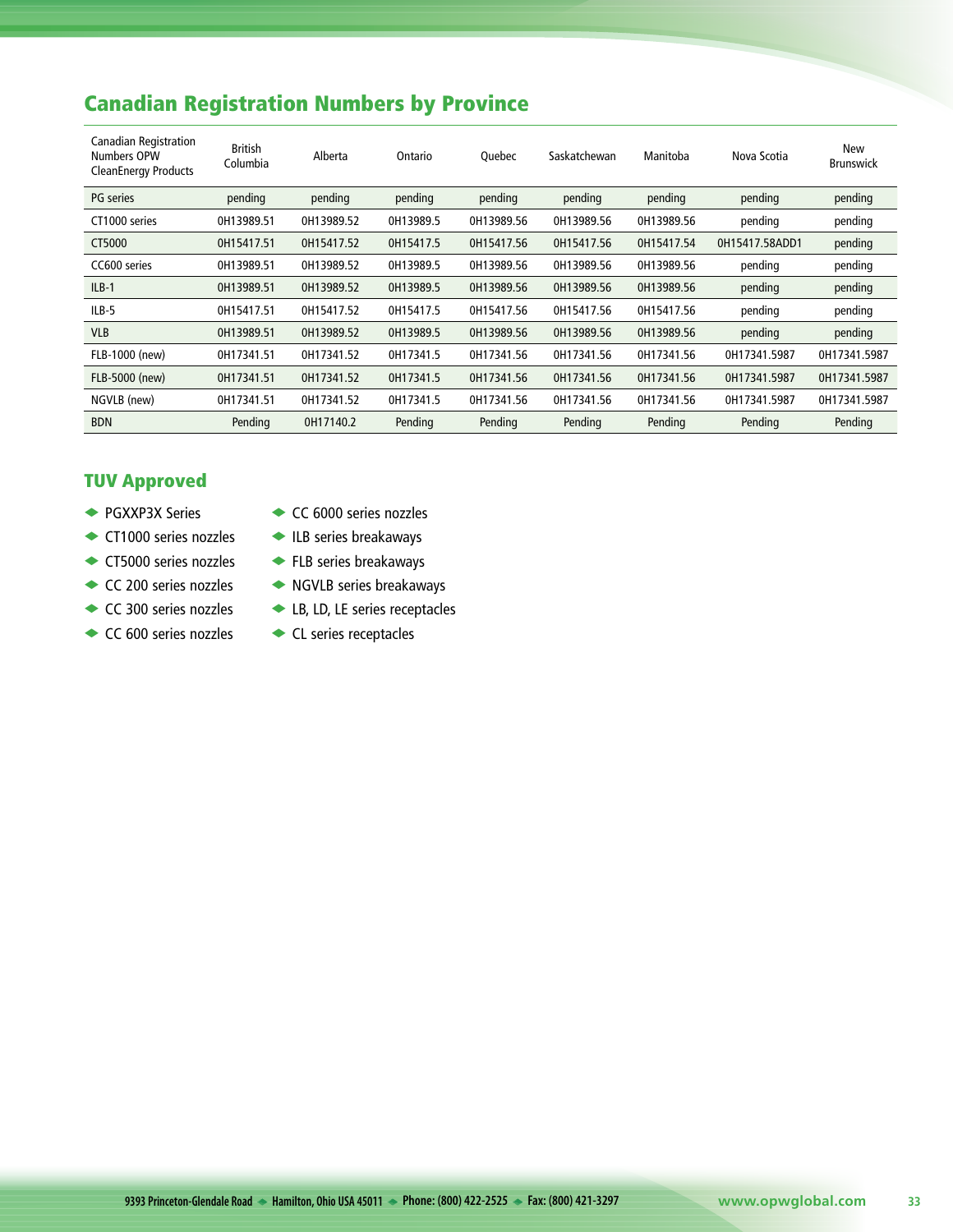## Canadian Registration Numbers by Province

| Canadian Registration Numbers OPW CleanEnergy Products | British Columbia | Alberta | Ontario | Quebec | Saskatchewan | Manitoba | Nova Scotia | New Brunswick |
|---|---|---|---|---|---|---|---|---|
| PG series | pending | pending | pending | pending | pending | pending | pending | pending |
| CT1000 series | 0H13989.51 | 0H13989.52 | 0H13989.5 | 0H13989.56 | 0H13989.56 | 0H13989.56 | pending | pending |
| CT5000 | 0H15417.51 | 0H15417.52 | 0H15417.5 | 0H15417.56 | 0H15417.56 | 0H15417.54 | 0H15417.58ADD1 | pending |
| CC600 series | 0H13989.51 | 0H13989.52 | 0H13989.5 | 0H13989.56 | 0H13989.56 | 0H13989.56 | pending | pending |
| ILB-1 | 0H13989.51 | 0H13989.52 | 0H13989.5 | 0H13989.56 | 0H13989.56 | 0H13989.56 | pending | pending |
| ILB-5 | 0H15417.51 | 0H15417.52 | 0H15417.5 | 0H15417.56 | 0H15417.56 | 0H15417.56 | pending | pending |
| VLB | 0H13989.51 | 0H13989.52 | 0H13989.5 | 0H13989.56 | 0H13989.56 | 0H13989.56 | pending | pending |
| FLB-1000 (new) | 0H17341.51 | 0H17341.52 | 0H17341.5 | 0H17341.56 | 0H17341.56 | 0H17341.56 | 0H17341.5987 | 0H17341.5987 |
| FLB-5000 (new) | 0H17341.51 | 0H17341.52 | 0H17341.5 | 0H17341.56 | 0H17341.56 | 0H17341.56 | 0H17341.5987 | 0H17341.5987 |
| NGVLB (new) | 0H17341.51 | 0H17341.52 | 0H17341.5 | 0H17341.56 | 0H17341.56 | 0H17341.56 | 0H17341.5987 | 0H17341.5987 |
| BDN | Pending | 0H17140.2 | Pending | Pending | Pending | Pending | Pending | Pending |

## TUV Approved

- PGXXP3X Series
- CT1000 series nozzles
- CT5000 series nozzles
- CC 200 series nozzles
- CC 300 series nozzles
- CC 600 series nozzles
- CC 6000 series nozzles
- ILB series breakaways
- FLB series breakaways
- NGVLB series breakaways
- LB, LD, LE series receptacles
- CL series receptacles

9393 Princeton-Glendale Road ◆ Hamilton, Ohio USA 45011 ◆ Phone: (800) 422-2525 ◆ Fax: (800) 421-3297 www.opwglobal.com